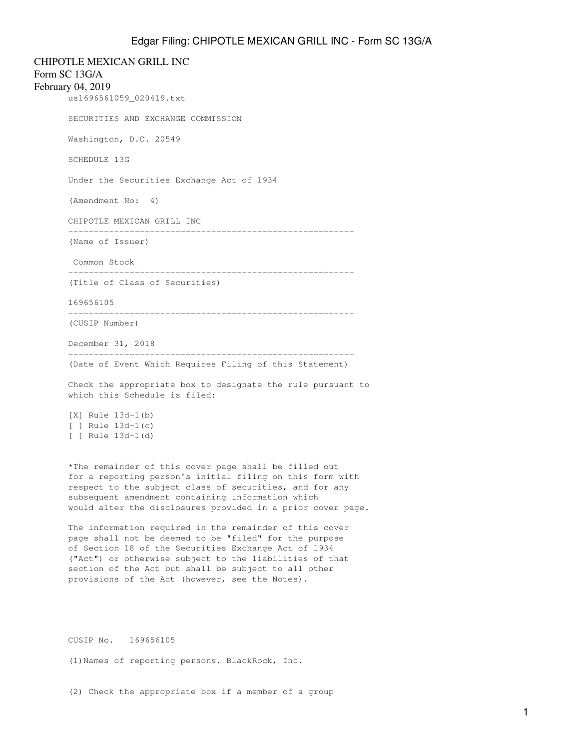CHIPOTLE MEXICAN GRILL INC
Form SC 13G/A
February 04, 2019

us1696561059_020419.txt

SECURITIES AND EXCHANGE COMMISSION

Washington, D.C. 20549

SCHEDULE 13G

Under the Securities Exchange Act of 1934

(Amendment No: 4)

CHIPOTLE MEXICAN GRILL INC

---

(Name of Issuer)

Common Stock

---

(Title of Class of Securities)

169656105

---

(CUSIP Number)

December 31, 2018

---

(Date of Event Which Requires Filing of this Statement)

Check the appropriate box to designate the rule pursuant to which this Schedule is filed:

[X] Rule 13d-1(b)
[ ] Rule 13d-1(c)
[ ] Rule 13d-1(d)

*The remainder of this cover page shall be filled out for a reporting person's initial filing on this form with respect to the subject class of securities, and for any subsequent amendment containing information which would alter the disclosures provided in a prior cover page.

The information required in the remainder of this cover page shall not be deemed to be "filed" for the purpose of Section 18 of the Securities Exchange Act of 1934 ("Act") or otherwise subject to the liabilities of that section of the Act but shall be subject to all other provisions of the Act (however, see the Notes).

CUSIP No. 169656105

(1)Names of reporting persons. BlackRock, Inc.

(2) Check the appropriate box if a member of a group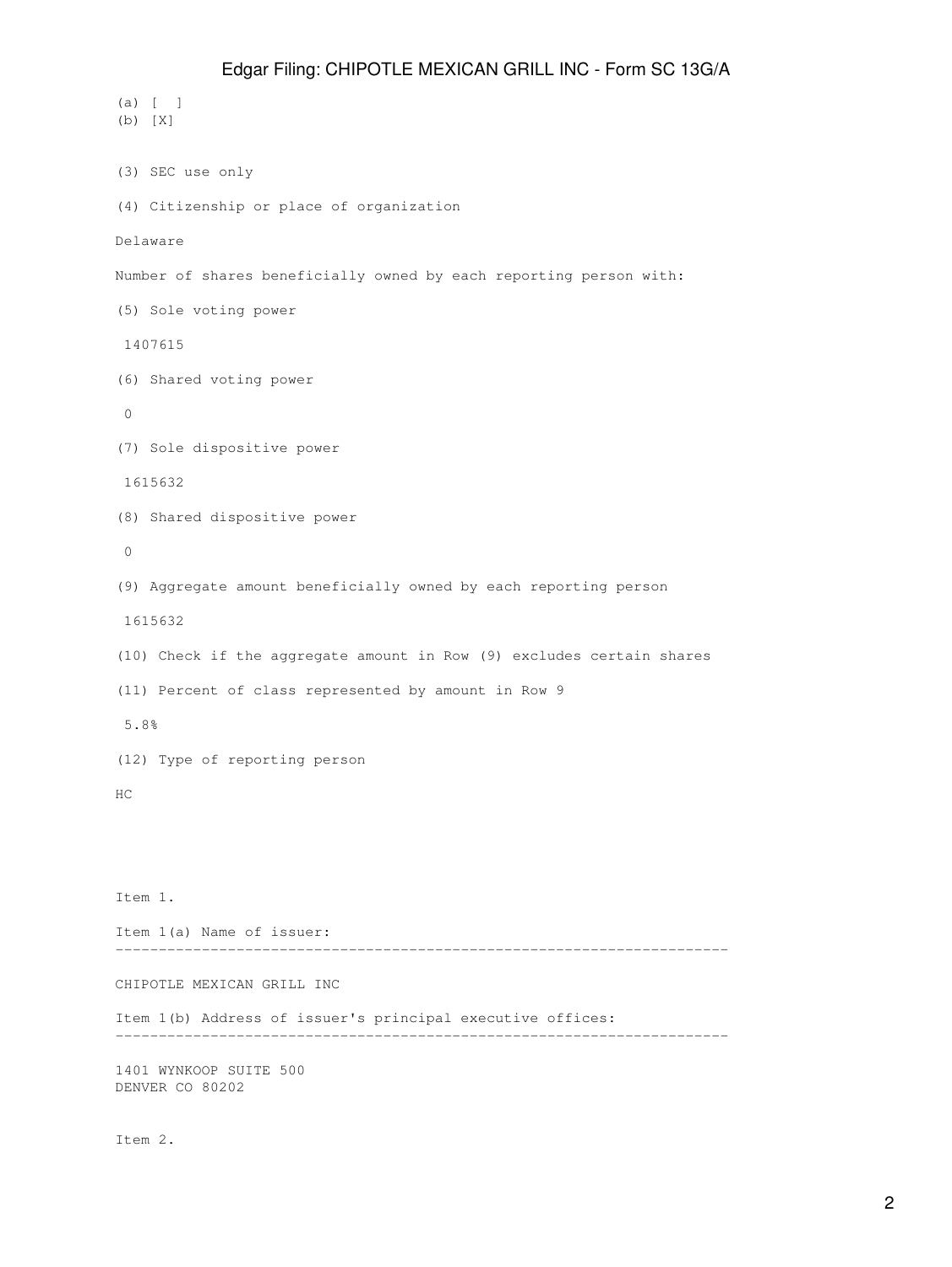(a) [ ]
(b) [X]

(3) SEC use only

(4) Citizenship or place of organization

Delaware

Number of shares beneficially owned by each reporting person with:

(5) Sole voting power

1407615

(6) Shared voting power

0

(7) Sole dispositive power

1615632

(8) Shared dispositive power

0

(9) Aggregate amount beneficially owned by each reporting person

1615632

(10) Check if the aggregate amount in Row (9) excludes certain shares

(11) Percent of class represented by amount in Row 9

5.8%

(12) Type of reporting person

HC

Item 1.

Item 1(a) Name of issuer:

---

CHIPOTLE MEXICAN GRILL INC

Item 1(b) Address of issuer's principal executive offices:

---

1401 WYNKOOP SUITE 500
DENVER CO 80202

Item 2.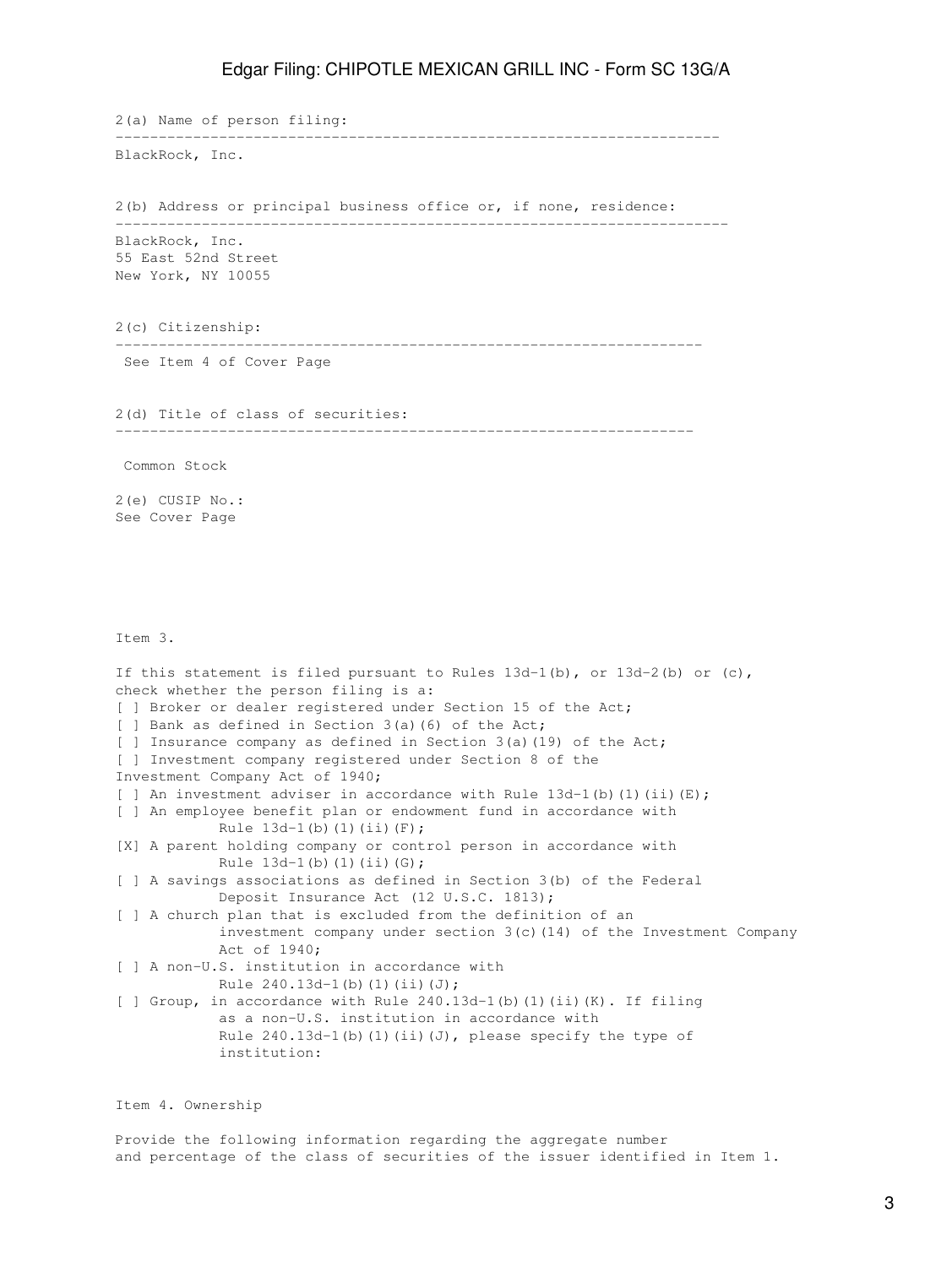2(a) Name of person filing:

---

BlackRock, Inc.

2(b) Address or principal business office or, if none, residence:

---

BlackRock, Inc.
55 East 52nd Street
New York, NY 10055

2(c) Citizenship:

---

See Item 4 of Cover Page

2(d) Title of class of securities:

---

Common Stock

2(e) CUSIP No.:
See Cover Page

Item 3.

If this statement is filed pursuant to Rules 13d-1(b), or 13d-2(b) or (c), check whether the person filing is a:

[ ] Broker or dealer registered under Section 15 of the Act;
[ ] Bank as defined in Section 3(a)(6) of the Act;
[ ] Insurance company as defined in Section 3(a)(19) of the Act;
[ ] Investment company registered under Section 8 of the Investment Company Act of 1940;
[ ] An investment adviser in accordance with Rule 13d-1(b)(1)(ii)(E);
[ ] An employee benefit plan or endowment fund in accordance with Rule 13d-1(b)(1)(ii)(F);
[X] A parent holding company or control person in accordance with Rule 13d-1(b)(1)(ii)(G);
[ ] A savings associations as defined in Section 3(b) of the Federal Deposit Insurance Act (12 U.S.C. 1813);
[ ] A church plan that is excluded from the definition of an investment company under section 3(c)(14) of the Investment Company Act of 1940;
[ ] A non-U.S. institution in accordance with Rule 240.13d-1(b)(1)(ii)(J);
[ ] Group, in accordance with Rule 240.13d-1(b)(1)(ii)(K). If filing as a non-U.S. institution in accordance with Rule 240.13d-1(b)(1)(ii)(J), please specify the type of institution:

Item 4. Ownership

Provide the following information regarding the aggregate number and percentage of the class of securities of the issuer identified in Item 1.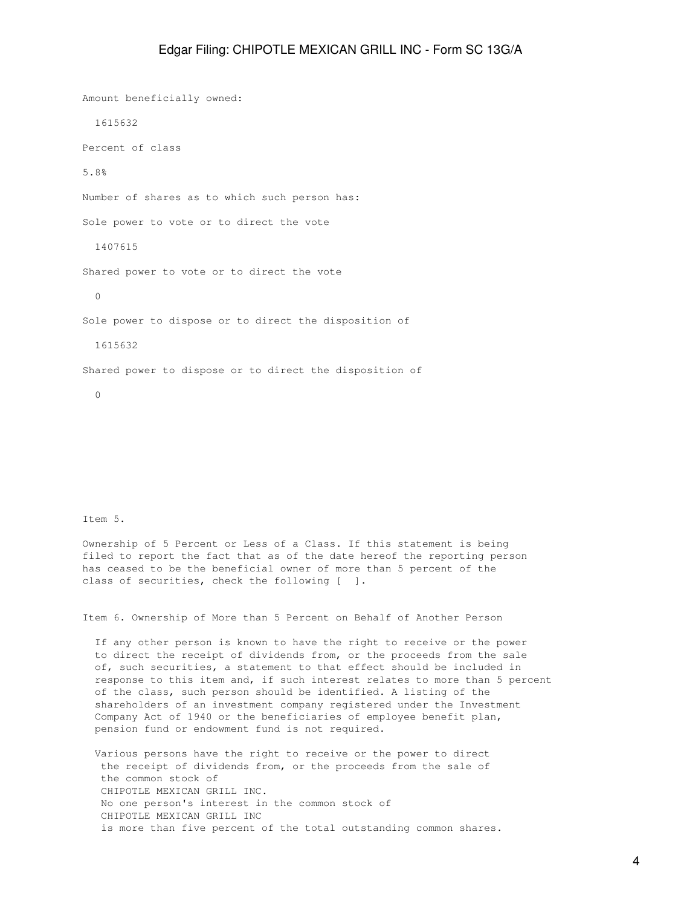Amount beneficially owned:

1615632

Percent of class

5.8%

Number of shares as to which such person has:

Sole power to vote or to direct the vote

1407615

Shared power to vote or to direct the vote

0

Sole power to dispose or to direct the disposition of

1615632

Shared power to dispose or to direct the disposition of

0

Item 5.

Ownership of 5 Percent or Less of a Class. If this statement is being filed to report the fact that as of the date hereof the reporting person has ceased to be the beneficial owner of more than 5 percent of the class of securities, check the following [ ].

Item 6. Ownership of More than 5 Percent on Behalf of Another Person

If any other person is known to have the right to receive or the power to direct the receipt of dividends from, or the proceeds from the sale of, such securities, a statement to that effect should be included in response to this item and, if such interest relates to more than 5 percent of the class, such person should be identified. A listing of the shareholders of an investment company registered under the Investment Company Act of 1940 or the beneficiaries of employee benefit plan, pension fund or endowment fund is not required.

Various persons have the right to receive or the power to direct the receipt of dividends from, or the proceeds from the sale of the common stock of CHIPOTLE MEXICAN GRILL INC. No one person's interest in the common stock of CHIPOTLE MEXICAN GRILL INC is more than five percent of the total outstanding common shares.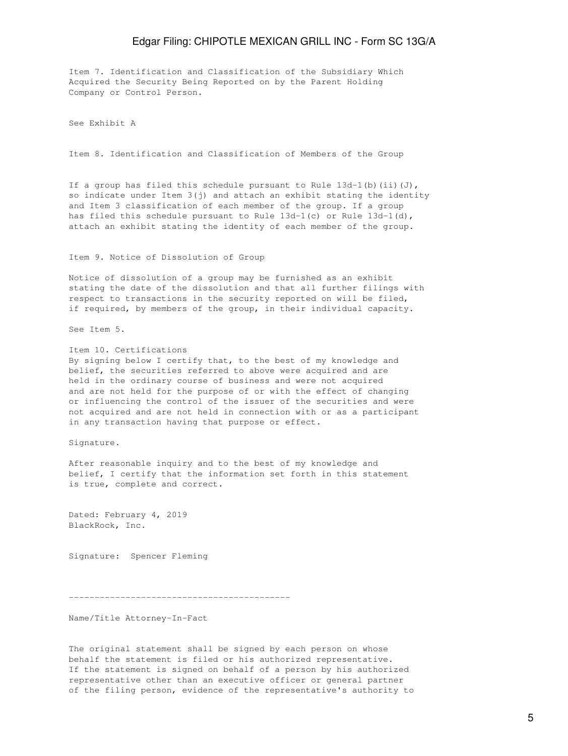Item 7. Identification and Classification of the Subsidiary Which Acquired the Security Being Reported on by the Parent Holding Company or Control Person.

See Exhibit A

Item 8. Identification and Classification of Members of the Group

If a group has filed this schedule pursuant to Rule 13d-1(b)(ii)(J), so indicate under Item 3(j) and attach an exhibit stating the identity and Item 3 classification of each member of the group. If a group has filed this schedule pursuant to Rule 13d-1(c) or Rule 13d-1(d), attach an exhibit stating the identity of each member of the group.

Item 9. Notice of Dissolution of Group

Notice of dissolution of a group may be furnished as an exhibit stating the date of the dissolution and that all further filings with respect to transactions in the security reported on will be filed, if required, by members of the group, in their individual capacity.

See Item 5.

Item 10. Certifications
By signing below I certify that, to the best of my knowledge and belief, the securities referred to above were acquired and are held in the ordinary course of business and were not acquired and are not held for the purpose of or with the effect of changing or influencing the control of the issuer of the securities and were not acquired and are not held in connection with or as a participant in any transaction having that purpose or effect.

Signature.

After reasonable inquiry and to the best of my knowledge and belief, I certify that the information set forth in this statement is true, complete and correct.

Dated: February 4, 2019
BlackRock, Inc.

Signature: Spencer Fleming

-------------------------------------------

Name/Title Attorney-In-Fact

The original statement shall be signed by each person on whose behalf the statement is filed or his authorized representative. If the statement is signed on behalf of a person by his authorized representative other than an executive officer or general partner of the filing person, evidence of the representative's authority to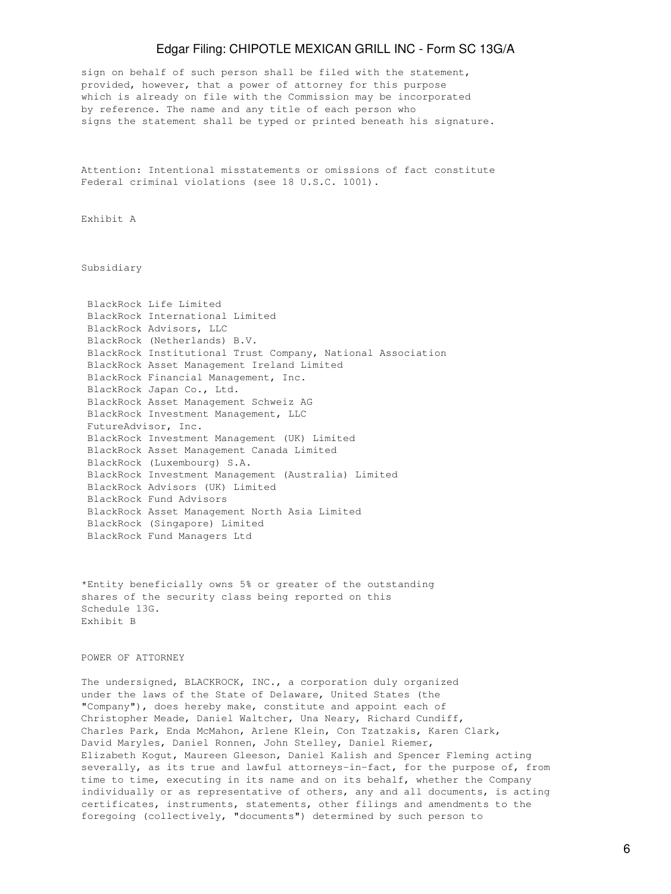sign on behalf of such person shall be filed with the statement, provided, however, that a power of attorney for this purpose which is already on file with the Commission may be incorporated by reference. The name and any title of each person who signs the statement shall be typed or printed beneath his signature.

Attention: Intentional misstatements or omissions of fact constitute Federal criminal violations (see 18 U.S.C. 1001).

Exhibit A

Subsidiary

BlackRock Life Limited
BlackRock International Limited
BlackRock Advisors, LLC
BlackRock (Netherlands) B.V.
BlackRock Institutional Trust Company, National Association
BlackRock Asset Management Ireland Limited
BlackRock Financial Management, Inc.
BlackRock Japan Co., Ltd.
BlackRock Asset Management Schweiz AG
BlackRock Investment Management, LLC
FutureAdvisor, Inc.
BlackRock Investment Management (UK) Limited
BlackRock Asset Management Canada Limited
BlackRock (Luxembourg) S.A.
BlackRock Investment Management (Australia) Limited
BlackRock Advisors (UK) Limited
BlackRock Fund Advisors
BlackRock Asset Management North Asia Limited
BlackRock (Singapore) Limited
BlackRock Fund Managers Ltd

*Entity beneficially owns 5% or greater of the outstanding shares of the security class being reported on this Schedule 13G.

Exhibit B

POWER OF ATTORNEY

The undersigned, BLACKROCK, INC., a corporation duly organized under the laws of the State of Delaware, United States (the "Company"), does hereby make, constitute and appoint each of Christopher Meade, Daniel Waltcher, Una Neary, Richard Cundiff, Charles Park, Enda McMahon, Arlene Klein, Con Tzatzakis, Karen Clark, David Maryles, Daniel Ronnen, John Stelley, Daniel Riemer, Elizabeth Kogut, Maureen Gleeson, Daniel Kalish and Spencer Fleming acting severally, as its true and lawful attorneys-in-fact, for the purpose of, from time to time, executing in its name and on its behalf, whether the Company is acting individually or as representative of others, any and all documents, certificates, instruments, statements, other filings and amendments to the foregoing (collectively, "documents") determined by such person to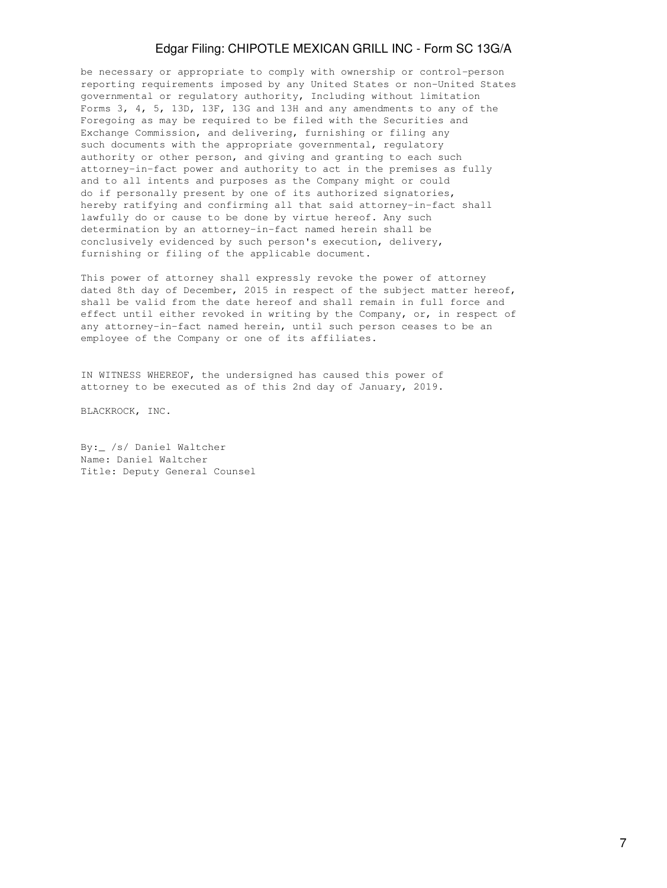be necessary or appropriate to comply with ownership or control-person reporting requirements imposed by any United States or non-United States governmental or regulatory authority, Including without limitation Forms 3, 4, 5, 13D, 13F, 13G and 13H and any amendments to any of the Foregoing as may be required to be filed with the Securities and Exchange Commission, and delivering, furnishing or filing any such documents with the appropriate governmental, regulatory authority or other person, and giving and granting to each such attorney-in-fact power and authority to act in the premises as fully and to all intents and purposes as the Company might or could do if personally present by one of its authorized signatories, hereby ratifying and confirming all that said attorney-in-fact shall lawfully do or cause to be done by virtue hereof. Any such determination by an attorney-in-fact named herein shall be conclusively evidenced by such person's execution, delivery, furnishing or filing of the applicable document.

This power of attorney shall expressly revoke the power of attorney dated 8th day of December, 2015 in respect of the subject matter hereof, shall be valid from the date hereof and shall remain in full force and effect until either revoked in writing by the Company, or, in respect of any attorney-in-fact named herein, until such person ceases to be an employee of the Company or one of its affiliates.

IN WITNESS WHEREOF, the undersigned has caused this power of attorney to be executed as of this 2nd day of January, 2019.

BLACKROCK, INC.

By:_ /s/ Daniel Waltcher
Name: Daniel Waltcher
Title: Deputy General Counsel